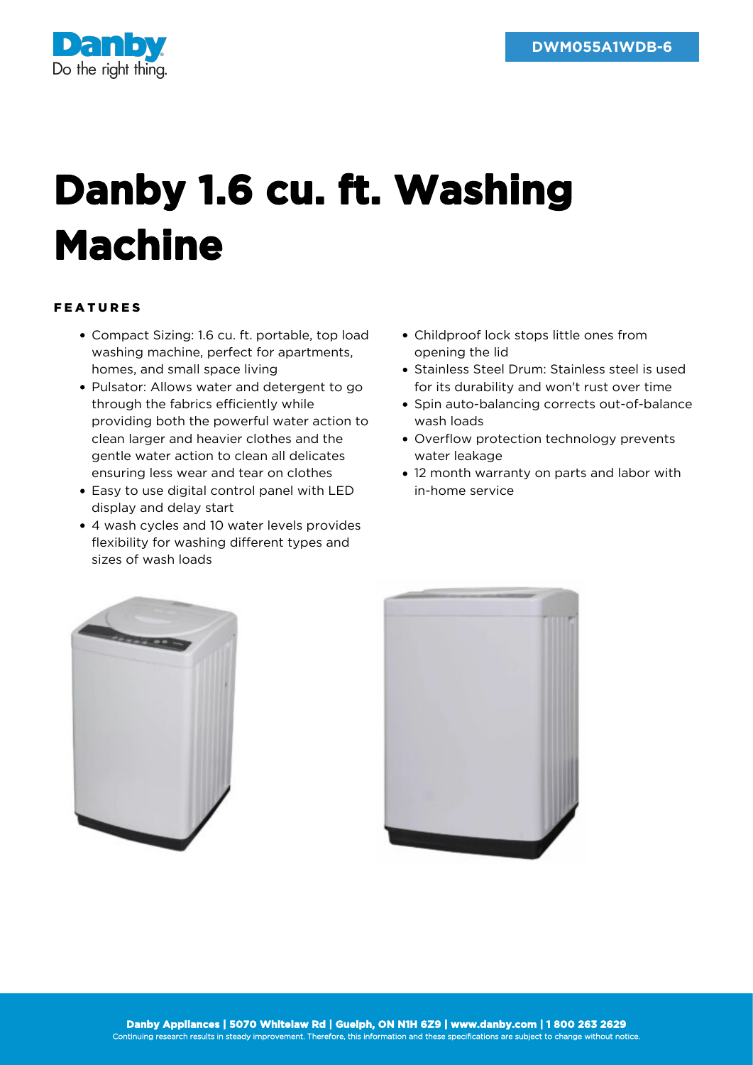DWM055A1WDB-6

# Danby 1.6 cu. ft. Washing Machine

## FEATURES

- Compact Sizing: 1.6 cu. ft. portable, top load washing machine, perfect for apartments, homes, and small space living
- Pulsator: Allows water and detergent to go through the fabrics efficiently while providing both the powerful water action to clean larger and heavier clothes and the gentle water action to clean all delicates ensuring less wear and tear on clothes
- Easy to use digital control panel with LED display and delay start
- 4 wash cycles and 10 water levels provides flexibility for washing different types and sizes of wash loads
- Childproof lock stops little ones from opening the lid
- Stainless Steel Drum: Stainless steel is used for its durability and won't rust over time
- Spin auto-balancing corrects out-of-balance wash loads
- Overflow protection technology prevents water leakage
- 12 month warranty on parts and labor with in-home service

**Danby Appliances | 5070 Whitelaw Rd | Guelph, ON N1H 6Z9 | www.danby.com | 1 800 263 2629**
Continuing research results in steady improvement. Therefore, this information and these specifications are subject to change without notice.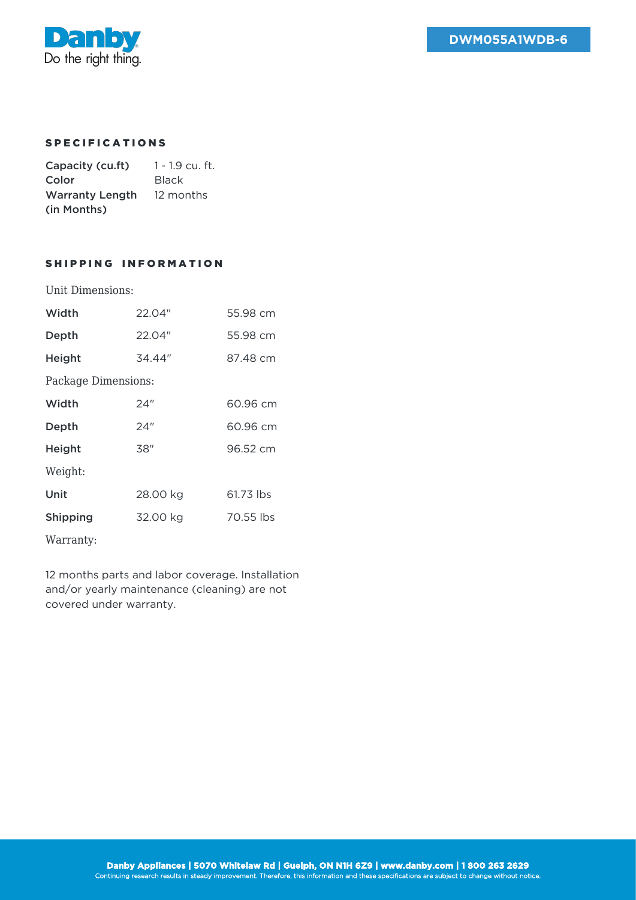Danby
Do the right thing.

**DWM055A1WDB-6**

## SPECIFICATIONS

| | |
|---|---|
| **Capacity (cu.ft)** | 1 - 1.9 cu. ft. |
| **Color** | Black |
| **Warranty Length (in Months)** | 12 months |

## SHIPPING INFORMATION

Unit Dimensions:

| | | |
|---|---|---|
| **Width** | 22.04″ | 55.98 cm |
| **Depth** | 22.04″ | 55.98 cm |
| **Height** | 34.44″ | 87.48 cm |

Package Dimensions:

| | | |
|---|---|---|
| **Width** | 24″ | 60.96 cm |
| **Depth** | 24″ | 60.96 cm |
| **Height** | 38″ | 96.52 cm |

Weight:

| | | |
|---|---|---|
| **Unit** | 28.00 kg | 61.73 lbs |
| **Shipping** | 32.00 kg | 70.55 lbs |

Warranty:

12 months parts and labor coverage. Installation and/or yearly maintenance (cleaning) are not covered under warranty.

**Danby Appliances | 5070 Whitelaw Rd | Guelph, ON N1H 6Z9 | www.danby.com | 1 800 263 2629**
Continuing research results in steady improvement. Therefore, this information and these specifications are subject to change without notice.